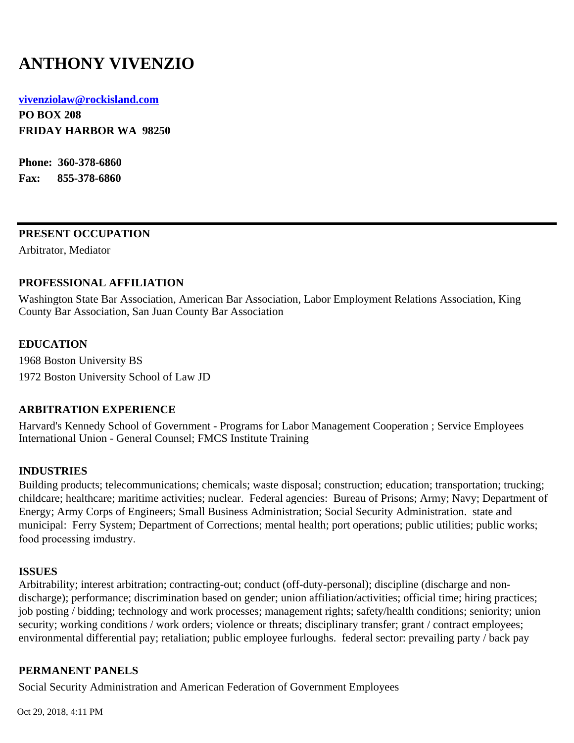# ANTHONY VIVENZIO

**[vivenziolaw@rockisland.com](mailto:vivenziolaw@rockisland.com)**
**PO BOX 208**
**FRIDAY HARBOR WA 98250**

**Phone: 360-378-6860**
**Fax: 855-378-6860**

---

## PRESENT OCCUPATION

Arbitrator, Mediator

## PROFESSIONAL AFFILIATION

Washington State Bar Association, American Bar Association, Labor Employment Relations Association, King County Bar Association, San Juan County Bar Association

## EDUCATION

1968 Boston University BS

1972 Boston University School of Law JD

## ARBITRATION EXPERIENCE

Harvard's Kennedy School of Government - Programs for Labor Management Cooperation ; Service Employees International Union - General Counsel; FMCS Institute Training

## INDUSTRIES

Building products; telecommunications; chemicals; waste disposal; construction; education; transportation; trucking; childcare; healthcare; maritime activities; nuclear. Federal agencies: Bureau of Prisons; Army; Navy; Department of Energy; Army Corps of Engineers; Small Business Administration; Social Security Administration. state and municipal: Ferry System; Department of Corrections; mental health; port operations; public utilities; public works; food processing imdustry.

## ISSUES

Arbitrability; interest arbitration; contracting-out; conduct (off-duty-personal); discipline (discharge and non-discharge); performance; discrimination based on gender; union affiliation/activities; official time; hiring practices; job posting / bidding; technology and work processes; management rights; safety/health conditions; seniority; union security; working conditions / work orders; violence or threats; disciplinary transfer; grant / contract employees; environmental differential pay; retaliation; public employee furloughs. federal sector: prevailing party / back pay

## PERMANENT PANELS

Social Security Administration and American Federation of Government Employees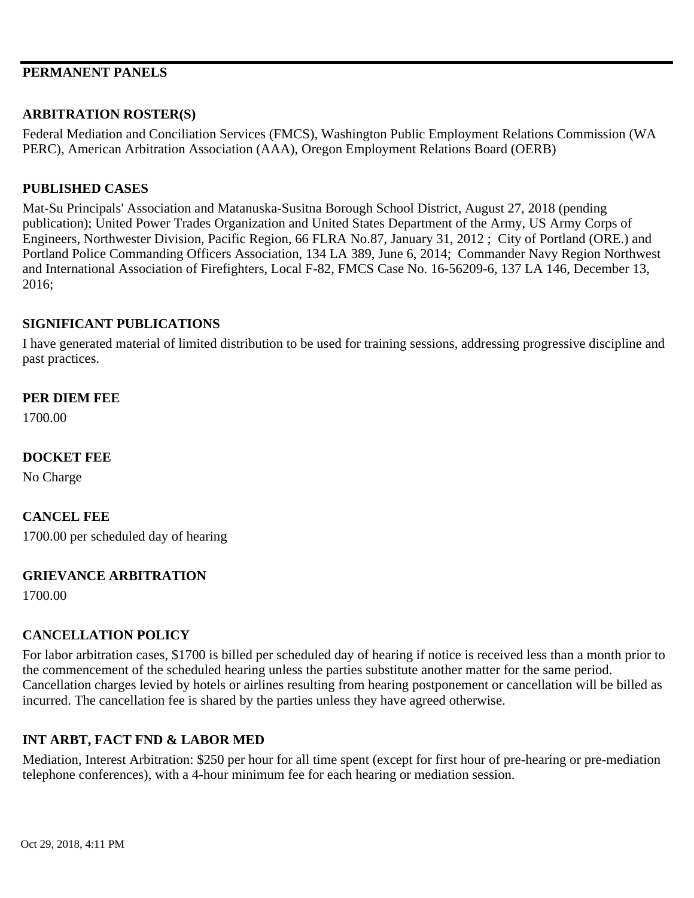## PERMANENT PANELS

## ARBITRATION ROSTER(S)

Federal Mediation and Conciliation Services (FMCS), Washington Public Employment Relations Commission (WA PERC), American Arbitration Association (AAA), Oregon Employment Relations Board (OERB)

## PUBLISHED CASES

Mat-Su Principals' Association and Matanuska-Susitna Borough School District, August 27, 2018 (pending publication); United Power Trades Organization and United States Department of the Army, US Army Corps of Engineers, Northwester Division, Pacific Region, 66 FLRA No.87, January 31, 2012 ; City of Portland (ORE.) and Portland Police Commanding Officers Association, 134 LA 389, June 6, 2014; Commander Navy Region Northwest and International Association of Firefighters, Local F-82, FMCS Case No. 16-56209-6, 137 LA 146, December 13, 2016;

## SIGNIFICANT PUBLICATIONS

I have generated material of limited distribution to be used for training sessions, addressing progressive discipline and past practices.

## PER DIEM FEE

1700.00

## DOCKET FEE

No Charge

## CANCEL FEE

1700.00 per scheduled day of hearing

## GRIEVANCE ARBITRATION

1700.00

## CANCELLATION POLICY

For labor arbitration cases, $1700 is billed per scheduled day of hearing if notice is received less than a month prior to the commencement of the scheduled hearing unless the parties substitute another matter for the same period. Cancellation charges levied by hotels or airlines resulting from hearing postponement or cancellation will be billed as incurred. The cancellation fee is shared by the parties unless they have agreed otherwise.

## INT ARBT, FACT FND & LABOR MED

Mediation, Interest Arbitration: $250 per hour for all time spent (except for first hour of pre-hearing or pre-mediation telephone conferences), with a 4-hour minimum fee for each hearing or mediation session.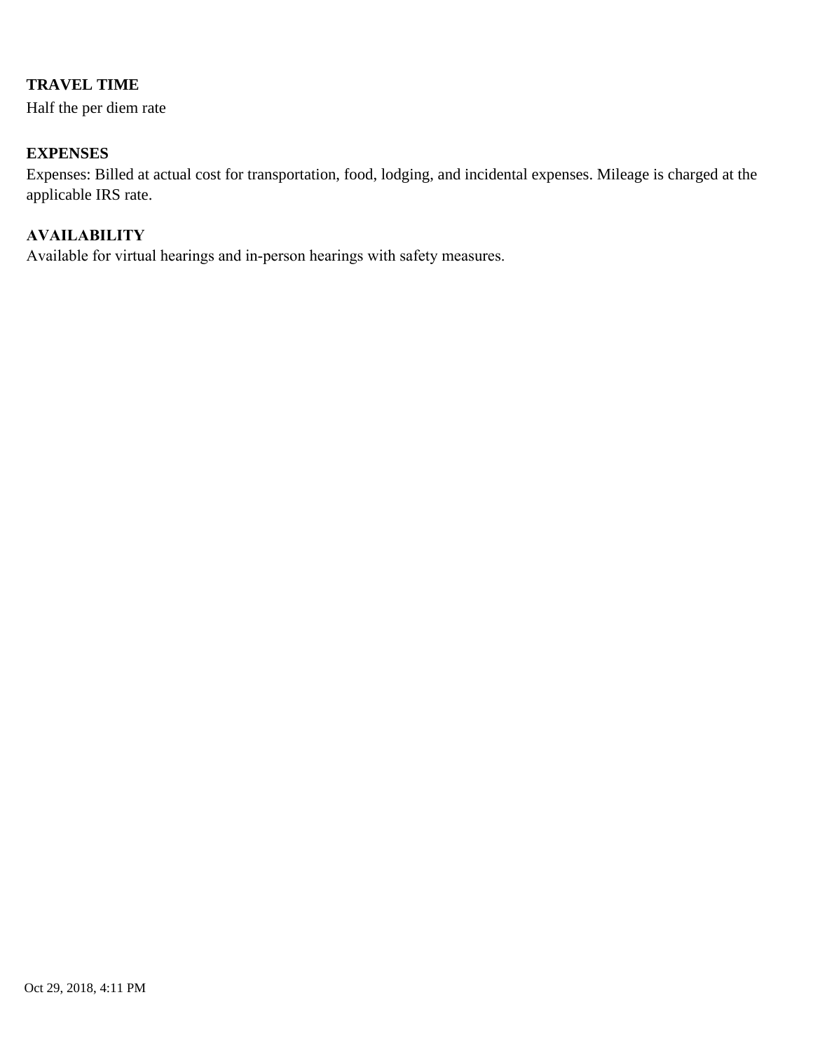**TRAVEL TIME**

Half the per diem rate

**EXPENSES**

Expenses: Billed at actual cost for transportation, food, lodging, and incidental expenses. Mileage is charged at the applicable IRS rate.

**AVAILABILITY**

Available for virtual hearings and in-person hearings with safety measures.

Oct 29, 2018, 4:11 PM